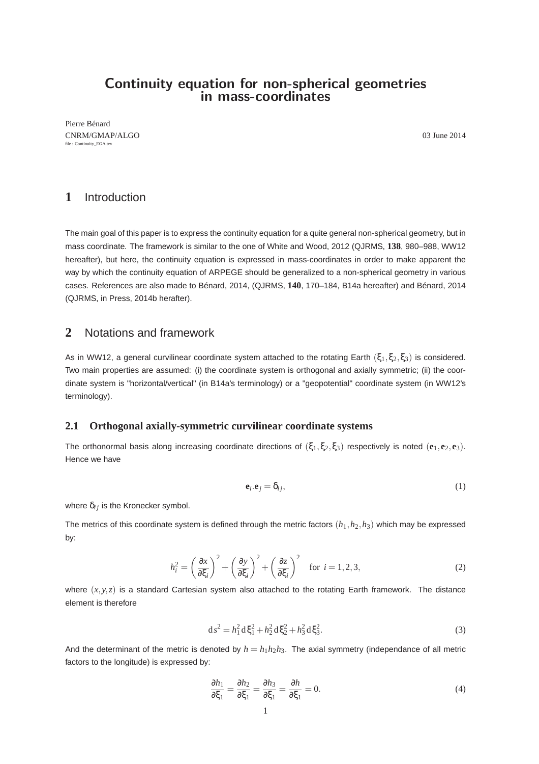# Continuity equation for non-spherical geometries in mass-coordinates

Pierre Bénard
CNRM/GMAP/ALGO

03 June 2014

file : Continuity_EGA.tex

## 1 Introduction

The main goal of this paper is to express the continuity equation for a quite general non-spherical geometry, but in mass coordinate. The framework is similar to the one of White and Wood, 2012 (QJRMS, **138**, 980–988, WW12 hereafter), but here, the continuity equation is expressed in mass-coordinates in order to make apparent the way by which the continuity equation of ARPEGE should be generalized to a non-spherical geometry in various cases. References are also made to Bénard, 2014, (QJRMS, **140**, 170–184, B14a hereafter) and Bénard, 2014 (QJRMS, in Press, 2014b herafter).

## 2 Notations and framework

As in WW12, a general curvilinear coordinate system attached to the rotating Earth $(\xi_1, \xi_2, \xi_3)$ is considered. Two main properties are assumed: (i) the coordinate system is orthogonal and axially symmetric; (ii) the coordinate system is "horizontal/vertical" (in B14a's terminology) or a "geopotential" coordinate system (in WW12's terminology).

### 2.1 Orthogonal axially-symmetric curvilinear coordinate systems

The orthonormal basis along increasing coordinate directions of $(\xi_1, \xi_2, \xi_3)$ respectively is noted $(\mathbf{e}_1, \mathbf{e}_2, \mathbf{e}_3)$. Hence we have

$$\mathbf{e}_i.\mathbf{e}_j = \delta_{ij}, \tag{1}$$

where $\delta_{ij}$ is the Kronecker symbol.

The metrics of this coordinate system is defined through the metric factors $(h_1, h_2, h_3)$ which may be expressed by:

$$h_i^2 = \left(\frac{\partial x}{\partial \xi_i}\right)^2 + \left(\frac{\partial y}{\partial \xi_i}\right)^2 + \left(\frac{\partial z}{\partial \xi_i}\right)^2 \quad \text{for } i = 1, 2, 3, \tag{2}$$

where $(x, y, z)$ is a standard Cartesian system also attached to the rotating Earth framework. The distance element is therefore

$$\mathrm{d}s^2 = h_1^2\,\mathrm{d}\xi_1^2 + h_2^2\,\mathrm{d}\xi_2^2 + h_3^2\,\mathrm{d}\xi_3^2. \tag{3}$$

And the determinant of the metric is denoted by $h = h_1 h_2 h_3$. The axial symmetry (independance of all metric factors to the longitude) is expressed by:

$$\frac{\partial h_1}{\partial \xi_1} = \frac{\partial h_2}{\partial \xi_1} = \frac{\partial h_3}{\partial \xi_1} = \frac{\partial h}{\partial \xi_1} = 0. \tag{4}$$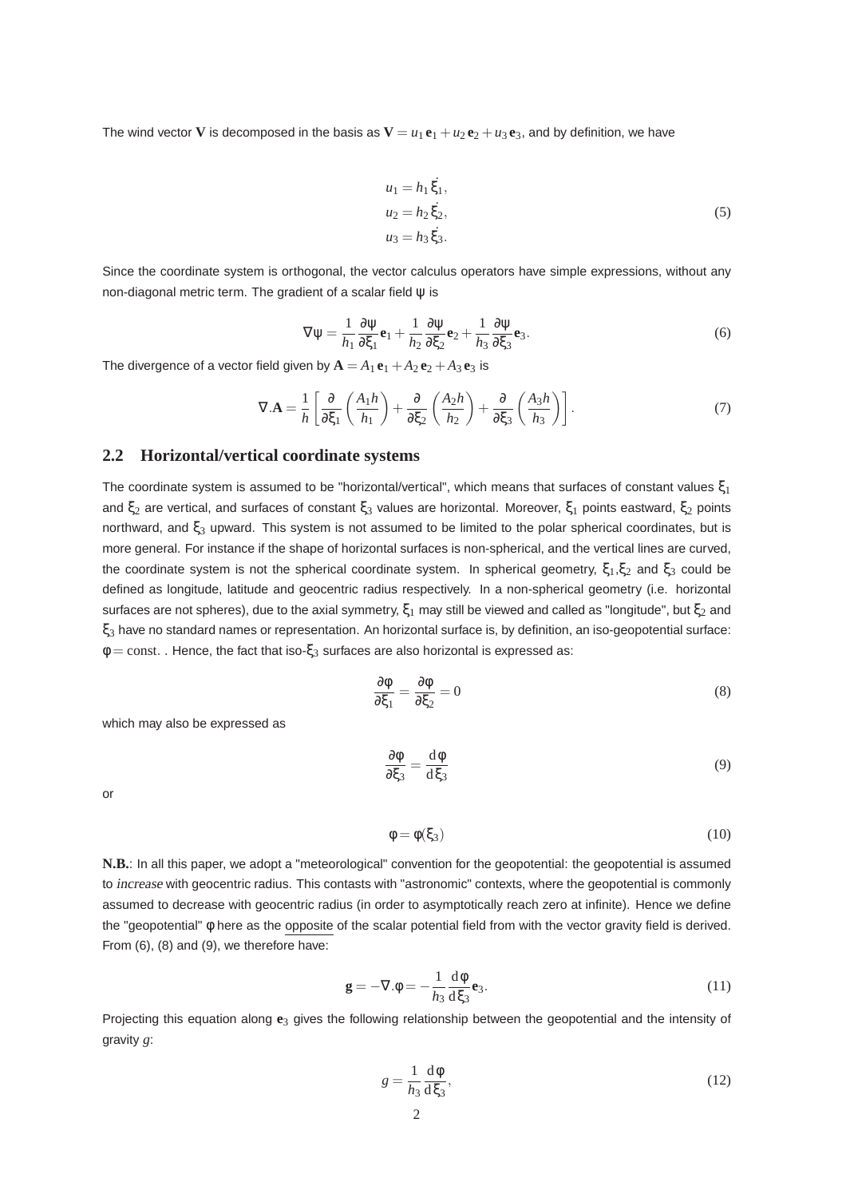The wind vector $\mathbf{V}$ is decomposed in the basis as $\mathbf{V} = u_1\,\mathbf{e}_1 + u_2\,\mathbf{e}_2 + u_3\,\mathbf{e}_3$, and by definition, we have

$$
\begin{aligned}
u_1 &= h_1\,\dot{\xi}_1, \\
u_2 &= h_2\,\dot{\xi}_2, \\
u_3 &= h_3\,\dot{\xi}_3.
\end{aligned}
\tag{5}
$$

Since the coordinate system is orthogonal, the vector calculus operators have simple expressions, without any non-diagonal metric term. The gradient of a scalar field $\psi$ is

$$
\nabla\psi = \frac{1}{h_1}\frac{\partial\psi}{\partial\xi_1}\mathbf{e}_1 + \frac{1}{h_2}\frac{\partial\psi}{\partial\xi_2}\mathbf{e}_2 + \frac{1}{h_3}\frac{\partial\psi}{\partial\xi_3}\mathbf{e}_3. \tag{6}
$$

The divergence of a vector field given by $\mathbf{A} = A_1\,\mathbf{e}_1 + A_2\,\mathbf{e}_2 + A_3\,\mathbf{e}_3$ is

$$
\nabla.\mathbf{A} = \frac{1}{h}\left[\frac{\partial}{\partial\xi_1}\left(\frac{A_1 h}{h_1}\right) + \frac{\partial}{\partial\xi_2}\left(\frac{A_2 h}{h_2}\right) + \frac{\partial}{\partial\xi_3}\left(\frac{A_3 h}{h_3}\right)\right]. \tag{7}
$$

## 2.2 Horizontal/vertical coordinate systems

The coordinate system is assumed to be "horizontal/vertical", which means that surfaces of constant values $\xi_1$ and $\xi_2$ are vertical, and surfaces of constant $\xi_3$ values are horizontal. Moreover, $\xi_1$ points eastward, $\xi_2$ points northward, and $\xi_3$ upward. This system is not assumed to be limited to the polar spherical coordinates, but is more general. For instance if the shape of horizontal surfaces is non-spherical, and the vertical lines are curved, the coordinate system is not the spherical coordinate system. In spherical geometry, $\xi_1$,$\xi_2$ and $\xi_3$ could be defined as longitude, latitude and geocentric radius respectively. In a non-spherical geometry (i.e. horizontal surfaces are not spheres), due to the axial symmetry, $\xi_1$ may still be viewed and called as "longitude", but $\xi_2$ and $\xi_3$ have no standard names or representation. An horizontal surface is, by definition, an iso-geopotential surface: $\phi = \text{const.}$. Hence, the fact that iso-$\xi_3$ surfaces are also horizontal is expressed as:

$$
\frac{\partial\phi}{\partial\xi_1} = \frac{\partial\phi}{\partial\xi_2} = 0 \tag{8}
$$

which may also be expressed as

$$
\frac{\partial\phi}{\partial\xi_3} = \frac{\mathrm{d}\phi}{\mathrm{d}\xi_3} \tag{9}
$$

or

$$
\phi = \phi(\xi_3) \tag{10}
$$

**N.B.**: In all this paper, we adopt a "meteorological" convention for the geopotential: the geopotential is assumed to *increase* with geocentric radius. This contasts with "astronomic" contexts, where the geopotential is commonly assumed to decrease with geocentric radius (in order to asymptotically reach zero at infinite). Hence we define the "geopotential" $\phi$ here as the opposite of the scalar potential field from with the vector gravity field is derived. From (6), (8) and (9), we therefore have:

$$
\mathbf{g} = -\nabla.\phi = -\frac{1}{h_3}\frac{\mathrm{d}\phi}{\mathrm{d}\xi_3}\mathbf{e}_3. \tag{11}
$$

Projecting this equation along $\mathbf{e}_3$ gives the following relationship between the geopotential and the intensity of gravity $g$:

$$
g = \frac{1}{h_3}\frac{\mathrm{d}\phi}{\mathrm{d}\xi_3}, \tag{12}
$$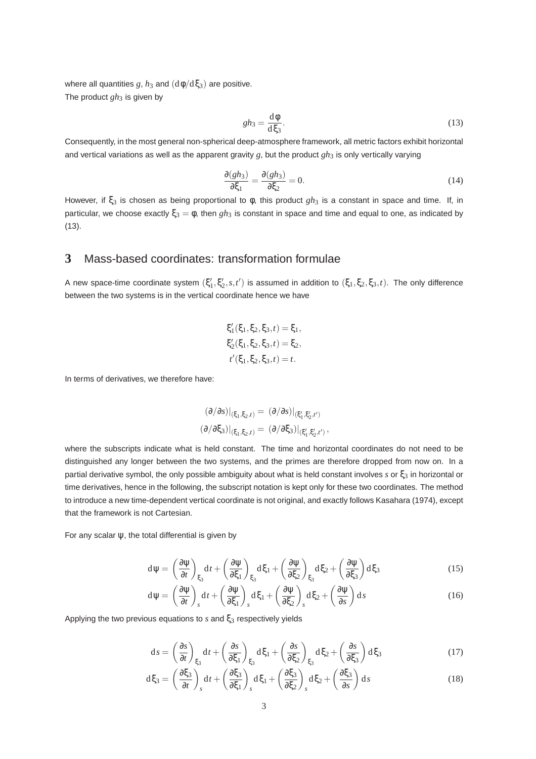where all quantities $g$, $h_3$ and $(\mathrm{d}\phi/\mathrm{d}\xi_3)$ are positive.
The product $gh_3$ is given by

$$gh_3 = \frac{\mathrm{d}\phi}{\mathrm{d}\xi_3}. \tag{13}$$

Consequently, in the most general non-spherical deep-atmosphere framework, all metric factors exhibit horizontal and vertical variations as well as the apparent gravity $g$, but the product $gh_3$ is only vertically varying

$$\frac{\partial(gh_3)}{\partial\xi_1} = \frac{\partial(gh_3)}{\partial\xi_2} = 0. \tag{14}$$

However, if $\xi_3$ is chosen as being proportional to $\phi$, this product $gh_3$ is a constant in space and time. If, in particular, we choose exactly $\xi_3 = \phi$, then $gh_3$ is constant in space and time and equal to one, as indicated by (13).

## 3 Mass-based coordinates: transformation formulae

A new space-time coordinate system $(\xi_1', \xi_2', s, t')$ is assumed in addition to $(\xi_1, \xi_2, \xi_3, t)$. The only difference between the two systems is in the vertical coordinate hence we have

$$\begin{aligned}
\xi_1'(\xi_1, \xi_2, \xi_3, t) &= \xi_1, \\
\xi_2'(\xi_1, \xi_2, \xi_3, t) &= \xi_2, \\
t'(\xi_1, \xi_2, \xi_3, t) &= t.
\end{aligned}$$

In terms of derivatives, we therefore have:

$$\begin{aligned}
(\partial/\partial s)|_{(\xi_1,\xi_2,t)} &= (\partial/\partial s)|_{(\xi_1',\xi_2',t')} \\
(\partial/\partial \xi_3)|_{(\xi_1,\xi_2,t)} &= (\partial/\partial \xi_3)|_{(\xi_1',\xi_2',t')},
\end{aligned}$$

where the subscripts indicate what is held constant. The time and horizontal coordinates do not need to be distinguished any longer between the two systems, and the primes are therefore dropped from now on. In a partial derivative symbol, the only possible ambiguity about what is held constant involves $s$ or $\xi_3$ in horizontal or time derivatives, hence in the following, the subscript notation is kept only for these two coordinates. The method to introduce a new time-dependent vertical coordinate is not original, and exactly follows Kasahara (1974), except that the framework is not Cartesian.

For any scalar $\psi$, the total differential is given by

$$\mathrm{d}\psi = \left(\frac{\partial\psi}{\partial t}\right)_{\xi_3}\mathrm{d}t + \left(\frac{\partial\psi}{\partial\xi_1}\right)_{\xi_3}\mathrm{d}\xi_1 + \left(\frac{\partial\psi}{\partial\xi_2}\right)_{\xi_3}\mathrm{d}\xi_2 + \left(\frac{\partial\psi}{\partial\xi_3}\right)\mathrm{d}\xi_3 \tag{15}$$

$$\mathrm{d}\psi = \left(\frac{\partial\psi}{\partial t}\right)_{s}\mathrm{d}t + \left(\frac{\partial\psi}{\partial\xi_1}\right)_{s}\mathrm{d}\xi_1 + \left(\frac{\partial\psi}{\partial\xi_2}\right)_{s}\mathrm{d}\xi_2 + \left(\frac{\partial\psi}{\partial s}\right)\mathrm{d}s \tag{16}$$

Applying the two previous equations to $s$ and $\xi_3$ respectively yields

$$\mathrm{d}s = \left(\frac{\partial s}{\partial t}\right)_{\xi_3}\mathrm{d}t + \left(\frac{\partial s}{\partial\xi_1}\right)_{\xi_3}\mathrm{d}\xi_1 + \left(\frac{\partial s}{\partial\xi_2}\right)_{\xi_3}\mathrm{d}\xi_2 + \left(\frac{\partial s}{\partial\xi_3}\right)\mathrm{d}\xi_3 \tag{17}$$

$$\mathrm{d}\xi_3 = \left(\frac{\partial\xi_3}{\partial t}\right)_{s}\mathrm{d}t + \left(\frac{\partial\xi_3}{\partial\xi_1}\right)_{s}\mathrm{d}\xi_1 + \left(\frac{\partial\xi_3}{\partial\xi_2}\right)_{s}\mathrm{d}\xi_2 + \left(\frac{\partial\xi_3}{\partial s}\right)\mathrm{d}s \tag{18}$$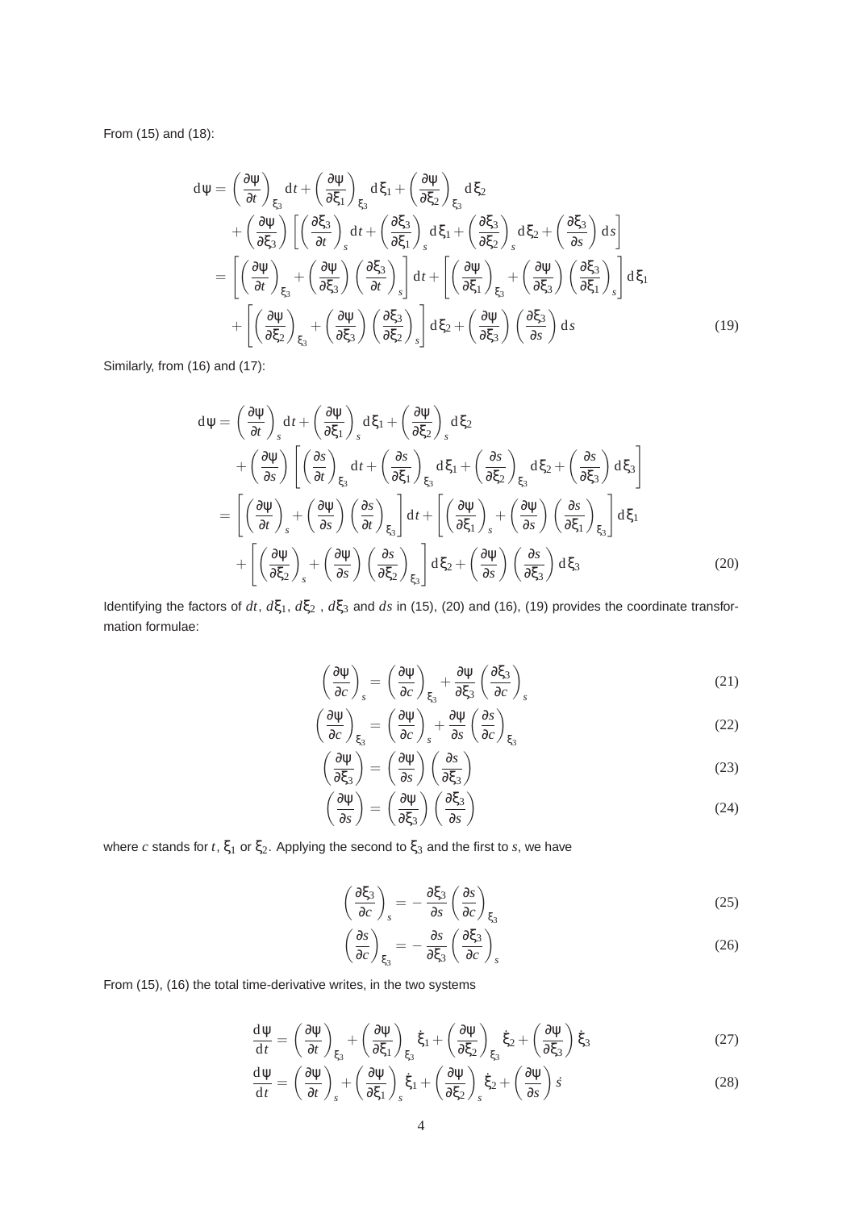From (15) and (18):

$$
\begin{aligned}
\mathrm{d}\psi &= \left(\frac{\partial\psi}{\partial t}\right)_{\xi_3} \mathrm{d}t + \left(\frac{\partial\psi}{\partial\xi_1}\right)_{\xi_3} \mathrm{d}\xi_1 + \left(\frac{\partial\psi}{\partial\xi_2}\right)_{\xi_3} \mathrm{d}\xi_2 \\
&\quad + \left(\frac{\partial\psi}{\partial\xi_3}\right)\left[\left(\frac{\partial\xi_3}{\partial t}\right)_s \mathrm{d}t + \left(\frac{\partial\xi_3}{\partial\xi_1}\right)_s \mathrm{d}\xi_1 + \left(\frac{\partial\xi_3}{\partial\xi_2}\right)_s \mathrm{d}\xi_2 + \left(\frac{\partial\xi_3}{\partial s}\right)\mathrm{d}s\right] \\
&= \left[\left(\frac{\partial\psi}{\partial t}\right)_{\xi_3} + \left(\frac{\partial\psi}{\partial\xi_3}\right)\left(\frac{\partial\xi_3}{\partial t}\right)_s\right]\mathrm{d}t + \left[\left(\frac{\partial\psi}{\partial\xi_1}\right)_{\xi_3} + \left(\frac{\partial\psi}{\partial\xi_3}\right)\left(\frac{\partial\xi_3}{\partial\xi_1}\right)_s\right]\mathrm{d}\xi_1 \\
&\quad + \left[\left(\frac{\partial\psi}{\partial\xi_2}\right)_{\xi_3} + \left(\frac{\partial\psi}{\partial\xi_3}\right)\left(\frac{\partial\xi_3}{\partial\xi_2}\right)_s\right]\mathrm{d}\xi_2 + \left(\frac{\partial\psi}{\partial\xi_3}\right)\left(\frac{\partial\xi_3}{\partial s}\right)\mathrm{d}s
\end{aligned} \tag{19}
$$

Similarly, from (16) and (17):

$$
\begin{aligned}
\mathrm{d}\psi &= \left(\frac{\partial\psi}{\partial t}\right)_s \mathrm{d}t + \left(\frac{\partial\psi}{\partial\xi_1}\right)_s \mathrm{d}\xi_1 + \left(\frac{\partial\psi}{\partial\xi_2}\right)_s \mathrm{d}\xi_2 \\
&\quad + \left(\frac{\partial\psi}{\partial s}\right)\left[\left(\frac{\partial s}{\partial t}\right)_{\xi_3} \mathrm{d}t + \left(\frac{\partial s}{\partial\xi_1}\right)_{\xi_3} \mathrm{d}\xi_1 + \left(\frac{\partial s}{\partial\xi_2}\right)_{\xi_3} \mathrm{d}\xi_2 + \left(\frac{\partial s}{\partial\xi_3}\right)\mathrm{d}\xi_3\right] \\
&= \left[\left(\frac{\partial\psi}{\partial t}\right)_s + \left(\frac{\partial\psi}{\partial s}\right)\left(\frac{\partial s}{\partial t}\right)_{\xi_3}\right]\mathrm{d}t + \left[\left(\frac{\partial\psi}{\partial\xi_1}\right)_s + \left(\frac{\partial\psi}{\partial s}\right)\left(\frac{\partial s}{\partial\xi_1}\right)_{\xi_3}\right]\mathrm{d}\xi_1 \\
&\quad + \left[\left(\frac{\partial\psi}{\partial\xi_2}\right)_s + \left(\frac{\partial\psi}{\partial s}\right)\left(\frac{\partial s}{\partial\xi_2}\right)_{\xi_3}\right]\mathrm{d}\xi_2 + \left(\frac{\partial\psi}{\partial s}\right)\left(\frac{\partial s}{\partial\xi_3}\right)\mathrm{d}\xi_3
\end{aligned} \tag{20}
$$

Identifying the factors of $dt$, $d\xi_1$, $d\xi_2$ , $d\xi_3$ and $ds$ in (15), (20) and (16), (19) provides the coordinate transformation formulae:

$$
\left(\frac{\partial\psi}{\partial c}\right)_s = \left(\frac{\partial\psi}{\partial c}\right)_{\xi_3} + \frac{\partial\psi}{\partial\xi_3}\left(\frac{\partial\xi_3}{\partial c}\right)_s \tag{21}
$$

$$
\left(\frac{\partial\psi}{\partial c}\right)_{\xi_3} = \left(\frac{\partial\psi}{\partial c}\right)_s + \frac{\partial\psi}{\partial s}\left(\frac{\partial s}{\partial c}\right)_{\xi_3} \tag{22}
$$

$$
\left(\frac{\partial\psi}{\partial\xi_3}\right) = \left(\frac{\partial\psi}{\partial s}\right)\left(\frac{\partial s}{\partial\xi_3}\right) \tag{23}
$$

$$
\left(\frac{\partial\psi}{\partial s}\right) = \left(\frac{\partial\psi}{\partial\xi_3}\right)\left(\frac{\partial\xi_3}{\partial s}\right) \tag{24}
$$

where $c$ stands for $t$, $\xi_1$ or $\xi_2$. Applying the second to $\xi_3$ and the first to $s$, we have

$$
\left(\frac{\partial\xi_3}{\partial c}\right)_s = -\frac{\partial\xi_3}{\partial s}\left(\frac{\partial s}{\partial c}\right)_{\xi_3} \tag{25}
$$

$$
\left(\frac{\partial s}{\partial c}\right)_{\xi_3} = -\frac{\partial s}{\partial\xi_3}\left(\frac{\partial\xi_3}{\partial c}\right)_s \tag{26}
$$

From (15), (16) the total time-derivative writes, in the two systems

$$
\frac{\mathrm{d}\psi}{\mathrm{d}t} = \left(\frac{\partial\psi}{\partial t}\right)_{\xi_3} + \left(\frac{\partial\psi}{\partial\xi_1}\right)_{\xi_3}\dot{\xi}_1 + \left(\frac{\partial\psi}{\partial\xi_2}\right)_{\xi_3}\dot{\xi}_2 + \left(\frac{\partial\psi}{\partial\xi_3}\right)\dot{\xi}_3 \tag{27}
$$

$$
\frac{\mathrm{d}\psi}{\mathrm{d}t} = \left(\frac{\partial\psi}{\partial t}\right)_s + \left(\frac{\partial\psi}{\partial\xi_1}\right)_s\dot{\xi}_1 + \left(\frac{\partial\psi}{\partial\xi_2}\right)_s\dot{\xi}_2 + \left(\frac{\partial\psi}{\partial s}\right)\dot{s} \tag{28}
$$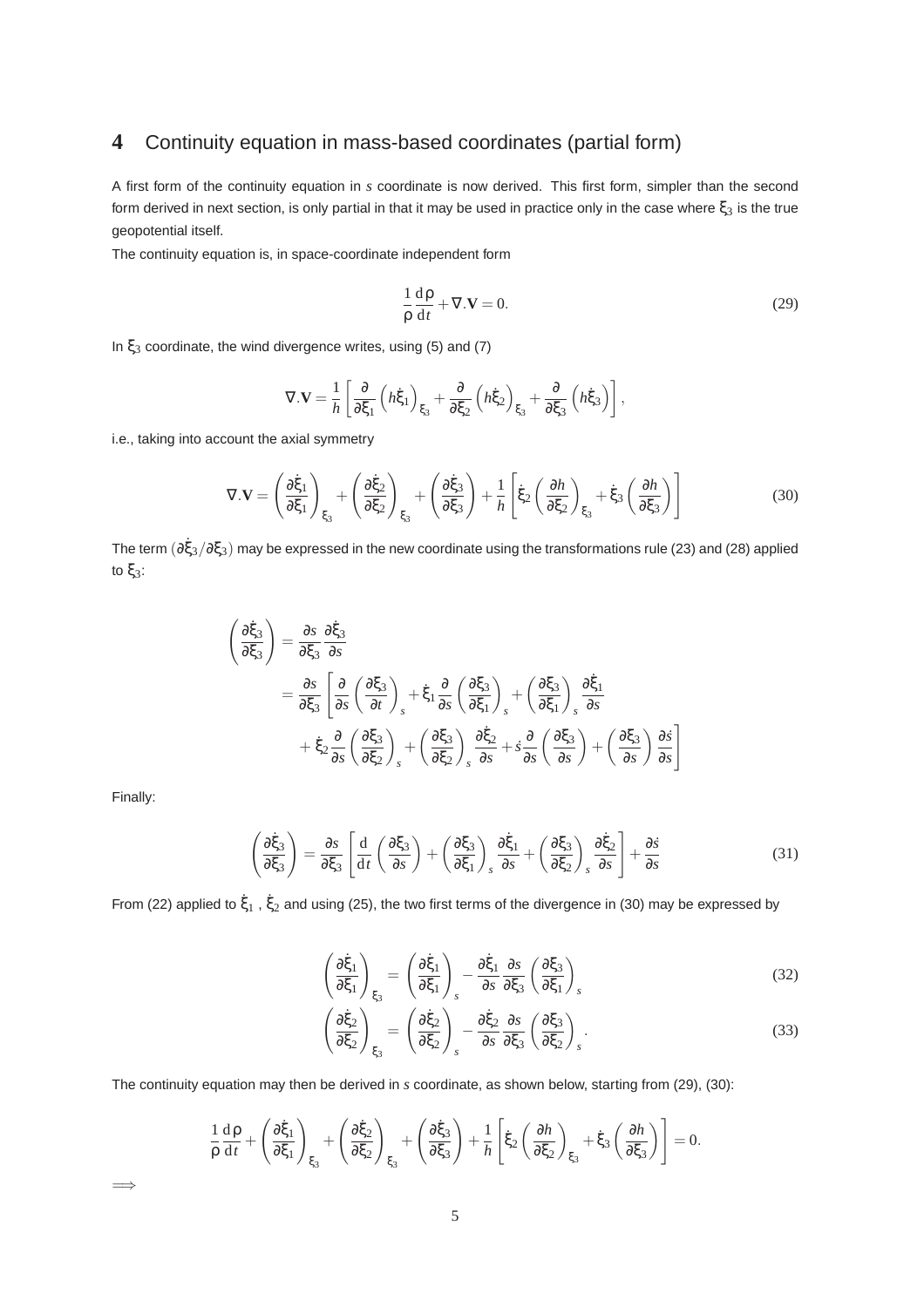## 4 Continuity equation in mass-based coordinates (partial form)

A first form of the continuity equation in $s$ coordinate is now derived. This first form, simpler than the second form derived in next section, is only partial in that it may be used in practice only in the case where $\xi_3$ is the true geopotential itself.

The continuity equation is, in space-coordinate independent form

$$
\frac{1}{\rho}\frac{\mathrm{d}\rho}{\mathrm{d}t} + \nabla.\mathbf{V} = 0. \tag{29}
$$

In $\xi_3$ coordinate, the wind divergence writes, using (5) and (7)

$$
\nabla.\mathbf{V} = \frac{1}{h}\left[\frac{\partial}{\partial \xi_1}\left(h\dot{\xi}_1\right)_{\xi_3} + \frac{\partial}{\partial \xi_2}\left(h\dot{\xi}_2\right)_{\xi_3} + \frac{\partial}{\partial \xi_3}\left(h\dot{\xi}_3\right)\right],
$$

i.e., taking into account the axial symmetry

$$
\nabla.\mathbf{V} = \left(\frac{\partial \dot{\xi}_1}{\partial \xi_1}\right)_{\xi_3} + \left(\frac{\partial \dot{\xi}_2}{\partial \xi_2}\right)_{\xi_3} + \left(\frac{\partial \dot{\xi}_3}{\partial \xi_3}\right) + \frac{1}{h}\left[\dot{\xi}_2\left(\frac{\partial h}{\partial \xi_2}\right)_{\xi_3} + \dot{\xi}_3\left(\frac{\partial h}{\partial \xi_3}\right)\right] \tag{30}
$$

The term $(\partial\dot{\xi}_3/\partial\xi_3)$ may be expressed in the new coordinate using the transformations rule (23) and (28) applied to $\xi_3$:

$$
\begin{aligned}
\left(\frac{\partial \dot{\xi}_3}{\partial \xi_3}\right) &= \frac{\partial s}{\partial \xi_3}\frac{\partial \dot{\xi}_3}{\partial s} \\
&= \frac{\partial s}{\partial \xi_3}\left[\frac{\partial}{\partial s}\left(\frac{\partial \xi_3}{\partial t}\right)_s + \dot{\xi}_1\frac{\partial}{\partial s}\left(\frac{\partial \xi_3}{\partial \xi_1}\right)_s + \left(\frac{\partial \xi_3}{\partial \xi_1}\right)_s\frac{\partial \dot{\xi}_1}{\partial s}\right. \\
&\quad \left. + \dot{\xi}_2\frac{\partial}{\partial s}\left(\frac{\partial \xi_3}{\partial \xi_2}\right)_s + \left(\frac{\partial \xi_3}{\partial \xi_2}\right)_s\frac{\partial \dot{\xi}_2}{\partial s} + \dot{s}\frac{\partial}{\partial s}\left(\frac{\partial \xi_3}{\partial s}\right) + \left(\frac{\partial \xi_3}{\partial s}\right)\frac{\partial \dot{s}}{\partial s}\right]
\end{aligned}
$$

Finally:

$$
\left(\frac{\partial \dot{\xi}_3}{\partial \xi_3}\right) = \frac{\partial s}{\partial \xi_3}\left[\frac{\mathrm{d}}{\mathrm{d}t}\left(\frac{\partial \xi_3}{\partial s}\right) + \left(\frac{\partial \xi_3}{\partial \xi_1}\right)_s\frac{\partial \dot{\xi}_1}{\partial s} + \left(\frac{\partial \xi_3}{\partial \xi_2}\right)_s\frac{\partial \dot{\xi}_2}{\partial s}\right] + \frac{\partial \dot{s}}{\partial s} \tag{31}
$$

From (22) applied to $\dot{\xi}_1$ , $\dot{\xi}_2$ and using (25), the two first terms of the divergence in (30) may be expressed by

$$
\left(\frac{\partial \dot{\xi}_1}{\partial \xi_1}\right)_{\xi_3} = \left(\frac{\partial \dot{\xi}_1}{\partial \xi_1}\right)_s - \frac{\partial \dot{\xi}_1}{\partial s}\frac{\partial s}{\partial \xi_3}\left(\frac{\partial \xi_3}{\partial \xi_1}\right)_s \tag{32}
$$

$$
\left(\frac{\partial \dot{\xi}_2}{\partial \xi_2}\right)_{\xi_3} = \left(\frac{\partial \dot{\xi}_2}{\partial \xi_2}\right)_s - \frac{\partial \dot{\xi}_2}{\partial s}\frac{\partial s}{\partial \xi_3}\left(\frac{\partial \xi_3}{\partial \xi_2}\right)_s. \tag{33}
$$

The continuity equation may then be derived in $s$ coordinate, as shown below, starting from (29), (30):

$$
\frac{1}{\rho}\frac{\mathrm{d}\rho}{\mathrm{d}t} + \left(\frac{\partial \dot{\xi}_1}{\partial \xi_1}\right)_{\xi_3} + \left(\frac{\partial \dot{\xi}_2}{\partial \xi_2}\right)_{\xi_3} + \left(\frac{\partial \dot{\xi}_3}{\partial \xi_3}\right) + \frac{1}{h}\left[\dot{\xi}_2\left(\frac{\partial h}{\partial \xi_2}\right)_{\xi_3} + \dot{\xi}_3\left(\frac{\partial h}{\partial \xi_3}\right)\right] = 0.
$$

$\Longrightarrow$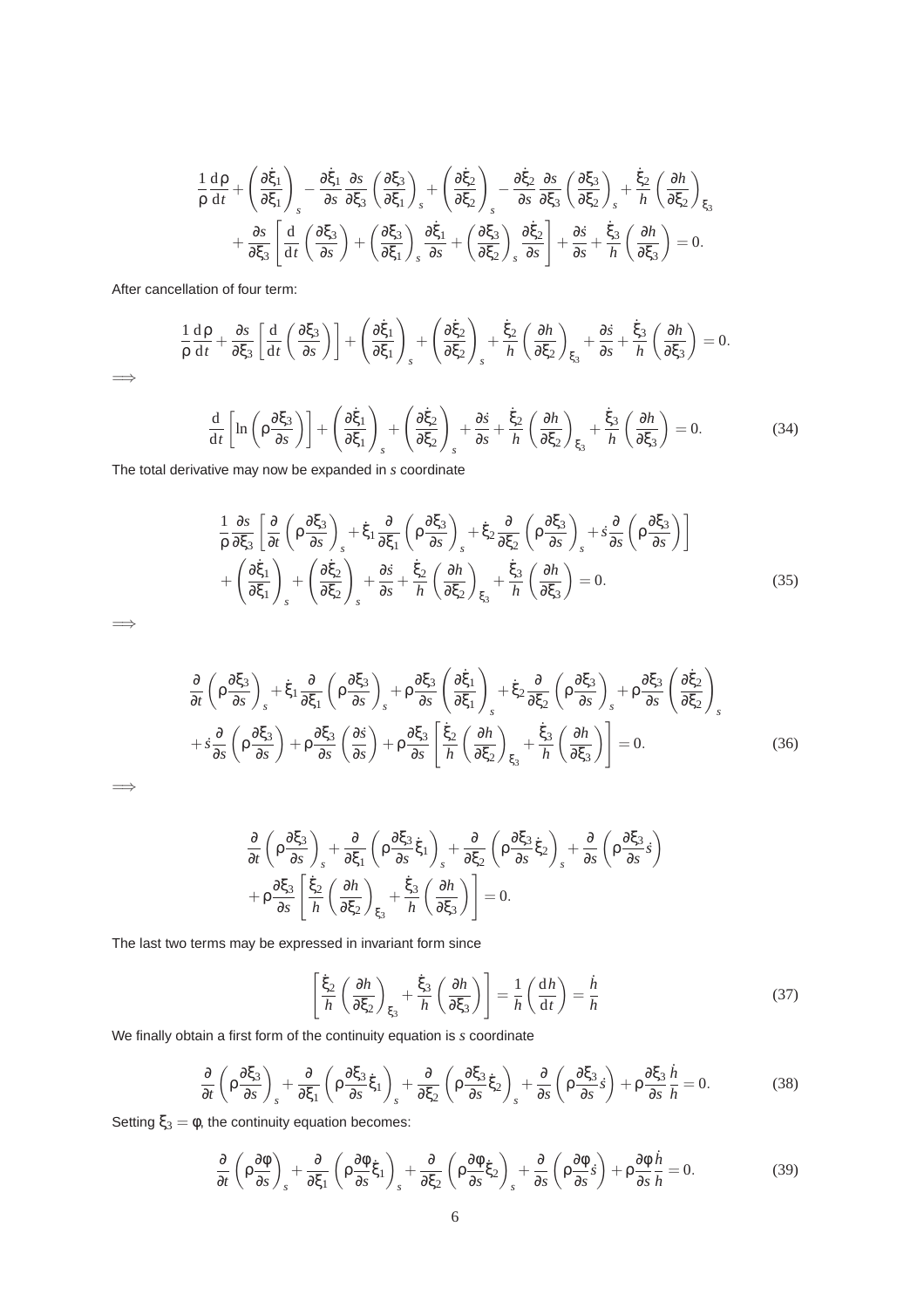$$
\begin{aligned}
&\frac{1}{\rho}\frac{\mathrm{d}\rho}{\mathrm{d}t} + \left(\frac{\partial \dot{\xi}_1}{\partial \xi_1}\right)_s - \frac{\partial \dot{\xi}_1}{\partial s}\frac{\partial s}{\partial \xi_3}\left(\frac{\partial \xi_3}{\partial \xi_1}\right)_s + \left(\frac{\partial \dot{\xi}_2}{\partial \xi_2}\right)_s - \frac{\partial \dot{\xi}_2}{\partial s}\frac{\partial s}{\partial \xi_3}\left(\frac{\partial \xi_3}{\partial \xi_2}\right)_s + \frac{\dot{\xi}_2}{h}\left(\frac{\partial h}{\partial \xi_2}\right)_{\xi_3} \\
&\quad + \frac{\partial s}{\partial \xi_3}\left[\frac{\mathrm{d}}{\mathrm{d}t}\left(\frac{\partial \xi_3}{\partial s}\right) + \left(\frac{\partial \xi_3}{\partial \xi_1}\right)_s \frac{\partial \dot{\xi}_1}{\partial s} + \left(\frac{\partial \xi_3}{\partial \xi_2}\right)_s \frac{\partial \dot{\xi}_2}{\partial s}\right] + \frac{\partial \dot{s}}{\partial s} + \frac{\dot{\xi}_3}{h}\left(\frac{\partial h}{\partial \xi_3}\right) = 0.
\end{aligned}
$$

After cancellation of four term:

$$
\frac{1}{\rho}\frac{\mathrm{d}\rho}{\mathrm{d}t} + \frac{\partial s}{\partial \xi_3}\left[\frac{\mathrm{d}}{\mathrm{d}t}\left(\frac{\partial \xi_3}{\partial s}\right)\right] + \left(\frac{\partial \dot{\xi}_1}{\partial \xi_1}\right)_s + \left(\frac{\partial \dot{\xi}_2}{\partial \xi_2}\right)_s + \frac{\dot{\xi}_2}{h}\left(\frac{\partial h}{\partial \xi_2}\right)_{\xi_3} + \frac{\partial \dot{s}}{\partial s} + \frac{\dot{\xi}_3}{h}\left(\frac{\partial h}{\partial \xi_3}\right) = 0.
$$

$\Longrightarrow$

$$
\frac{\mathrm{d}}{\mathrm{d}t}\left[\ln\left(\rho\frac{\partial \xi_3}{\partial s}\right)\right] + \left(\frac{\partial \dot{\xi}_1}{\partial \xi_1}\right)_s + \left(\frac{\partial \dot{\xi}_2}{\partial \xi_2}\right)_s + \frac{\partial \dot{s}}{\partial s} + \frac{\dot{\xi}_2}{h}\left(\frac{\partial h}{\partial \xi_2}\right)_{\xi_3} + \frac{\dot{\xi}_3}{h}\left(\frac{\partial h}{\partial \xi_3}\right) = 0. \tag{34}
$$

The total derivative may now be expanded in $s$ coordinate

$$
\begin{aligned}
&\frac{1}{\rho}\frac{\partial s}{\partial \xi_3}\left[\frac{\partial}{\partial t}\left(\rho\frac{\partial \xi_3}{\partial s}\right)_s + \dot{\xi}_1\frac{\partial}{\partial \xi_1}\left(\rho\frac{\partial \xi_3}{\partial s}\right)_s + \dot{\xi}_2\frac{\partial}{\partial \xi_2}\left(\rho\frac{\partial \xi_3}{\partial s}\right)_s + \dot{s}\frac{\partial}{\partial s}\left(\rho\frac{\partial \xi_3}{\partial s}\right)\right] \\
&+ \left(\frac{\partial \dot{\xi}_1}{\partial \xi_1}\right)_s + \left(\frac{\partial \dot{\xi}_2}{\partial \xi_2}\right)_s + \frac{\partial \dot{s}}{\partial s} + \frac{\dot{\xi}_2}{h}\left(\frac{\partial h}{\partial \xi_2}\right)_{\xi_3} + \frac{\dot{\xi}_3}{h}\left(\frac{\partial h}{\partial \xi_3}\right) = 0.
\end{aligned} \tag{35}
$$

$\Longrightarrow$

$$
\begin{aligned}
&\frac{\partial}{\partial t}\left(\rho\frac{\partial \xi_3}{\partial s}\right)_s + \dot{\xi}_1\frac{\partial}{\partial \xi_1}\left(\rho\frac{\partial \xi_3}{\partial s}\right)_s + \rho\frac{\partial \xi_3}{\partial s}\left(\frac{\partial \dot{\xi}_1}{\partial \xi_1}\right)_s + \dot{\xi}_2\frac{\partial}{\partial \xi_2}\left(\rho\frac{\partial \xi_3}{\partial s}\right)_s + \rho\frac{\partial \xi_3}{\partial s}\left(\frac{\partial \dot{\xi}_2}{\partial \xi_2}\right)_s \\
&+ \dot{s}\frac{\partial}{\partial s}\left(\rho\frac{\partial \xi_3}{\partial s}\right) + \rho\frac{\partial \xi_3}{\partial s}\left(\frac{\partial \dot{s}}{\partial s}\right) + \rho\frac{\partial \xi_3}{\partial s}\left[\frac{\dot{\xi}_2}{h}\left(\frac{\partial h}{\partial \xi_2}\right)_{\xi_3} + \frac{\dot{\xi}_3}{h}\left(\frac{\partial h}{\partial \xi_3}\right)\right] = 0.
\end{aligned} \tag{36}
$$

$\Longrightarrow$

$$
\begin{aligned}
&\frac{\partial}{\partial t}\left(\rho\frac{\partial \xi_3}{\partial s}\right)_s + \frac{\partial}{\partial \xi_1}\left(\rho\frac{\partial \xi_3}{\partial s}\dot{\xi}_1\right)_s + \frac{\partial}{\partial \xi_2}\left(\rho\frac{\partial \xi_3}{\partial s}\dot{\xi}_2\right)_s + \frac{\partial}{\partial s}\left(\rho\frac{\partial \xi_3}{\partial s}\dot{s}\right) \\
&+ \rho\frac{\partial \xi_3}{\partial s}\left[\frac{\dot{\xi}_2}{h}\left(\frac{\partial h}{\partial \xi_2}\right)_{\xi_3} + \frac{\dot{\xi}_3}{h}\left(\frac{\partial h}{\partial \xi_3}\right)\right] = 0.
\end{aligned}
$$

The last two terms may be expressed in invariant form since

$$
\left[\frac{\dot{\xi}_2}{h}\left(\frac{\partial h}{\partial \xi_2}\right)_{\xi_3} + \frac{\dot{\xi}_3}{h}\left(\frac{\partial h}{\partial \xi_3}\right)\right] = \frac{1}{h}\left(\frac{\mathrm{d}h}{\mathrm{d}t}\right) = \frac{\dot{h}}{h} \tag{37}
$$

We finally obtain a first form of the continuity equation is $s$ coordinate

$$
\frac{\partial}{\partial t}\left(\rho\frac{\partial \xi_3}{\partial s}\right)_s + \frac{\partial}{\partial \xi_1}\left(\rho\frac{\partial \xi_3}{\partial s}\dot{\xi}_1\right)_s + \frac{\partial}{\partial \xi_2}\left(\rho\frac{\partial \xi_3}{\partial s}\dot{\xi}_2\right)_s + \frac{\partial}{\partial s}\left(\rho\frac{\partial \xi_3}{\partial s}\dot{s}\right) + \rho\frac{\partial \xi_3}{\partial s}\frac{\dot{h}}{h} = 0. \tag{38}
$$

Setting $\xi_3 = \phi$, the continuity equation becomes:

$$
\frac{\partial}{\partial t}\left(\rho\frac{\partial \phi}{\partial s}\right)_s + \frac{\partial}{\partial \xi_1}\left(\rho\frac{\partial \phi}{\partial s}\dot{\xi}_1\right)_s + \frac{\partial}{\partial \xi_2}\left(\rho\frac{\partial \phi}{\partial s}\dot{\xi}_2\right)_s + \frac{\partial}{\partial s}\left(\rho\frac{\partial \phi}{\partial s}\dot{s}\right) + \rho\frac{\partial \phi}{\partial s}\frac{\dot{h}}{h} = 0. \tag{39}
$$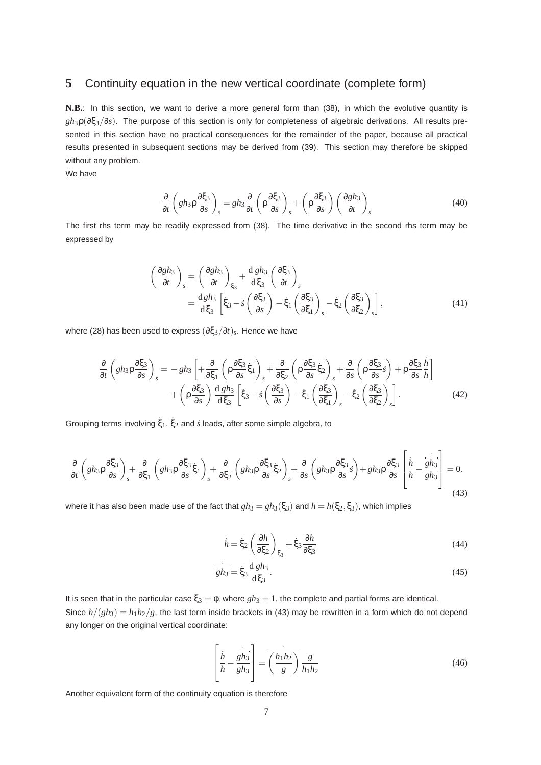## 5 Continuity equation in the new vertical coordinate (complete form)

**N.B.**: In this section, we want to derive a more general form than (38), in which the evolutive quantity is $gh_3\rho(\partial\xi_3/\partial s)$. The purpose of this section is only for completeness of algebraic derivations. All results presented in this section have no practical consequences for the remainder of the paper, because all practical results presented in subsequent sections may be derived from (39). This section may therefore be skipped without any problem.

We have

$$\frac{\partial}{\partial t}\left(gh_3\rho\frac{\partial\xi_3}{\partial s}\right)_s = gh_3\frac{\partial}{\partial t}\left(\rho\frac{\partial\xi_3}{\partial s}\right)_s + \left(\rho\frac{\partial\xi_3}{\partial s}\right)\left(\frac{\partial gh_3}{\partial t}\right)_s \tag{40}$$

The first rhs term may be readily expressed from (38). The time derivative in the second rhs term may be expressed by

$$\begin{aligned}\left(\frac{\partial gh_3}{\partial t}\right)_s &= \left(\frac{\partial gh_3}{\partial t}\right)_{\xi_3} + \frac{\mathrm{d}\,gh_3}{\mathrm{d}\,\xi_3}\left(\frac{\partial\xi_3}{\partial t}\right)_s \\ &= \frac{\mathrm{d}gh_3}{\mathrm{d}\,\xi_3}\left[\dot{\xi}_3 - \dot{s}\left(\frac{\partial\xi_3}{\partial s}\right) - \dot{\xi}_1\left(\frac{\partial\xi_3}{\partial\xi_1}\right)_s - \dot{\xi}_2\left(\frac{\partial\xi_3}{\partial\xi_2}\right)_s\right],\end{aligned} \tag{41}$$

where (28) has been used to express $(\partial\xi_3/\partial t)_s$. Hence we have

$$\begin{aligned}\frac{\partial}{\partial t}\left(gh_3\rho\frac{\partial\xi_3}{\partial s}\right)_s =& -gh_3\left[+\frac{\partial}{\partial\xi_1}\left(\rho\frac{\partial\xi_3}{\partial s}\dot{\xi}_1\right)_s + \frac{\partial}{\partial\xi_2}\left(\rho\frac{\partial\xi_3}{\partial s}\dot{\xi}_2\right)_s + \frac{\partial}{\partial s}\left(\rho\frac{\partial\xi_3}{\partial s}\dot{s}\right) + \rho\frac{\partial\xi_3}{\partial s}\frac{\dot{h}}{h}\right] \\ &+ \left(\rho\frac{\partial\xi_3}{\partial s}\right)\frac{\mathrm{d}\,gh_3}{\mathrm{d}\,\xi_3}\left[\dot{\xi}_3 - \dot{s}\left(\frac{\partial\xi_3}{\partial s}\right) - \dot{\xi}_1\left(\frac{\partial\xi_3}{\partial\xi_1}\right)_s - \dot{\xi}_2\left(\frac{\partial\xi_3}{\partial\xi_2}\right)_s\right].\end{aligned} \tag{42}$$

Grouping terms involving $\dot{\xi}_1$, $\dot{\xi}_2$ and $\dot{s}$ leads, after some simple algebra, to

$$\frac{\partial}{\partial t}\left(gh_3\rho\frac{\partial\xi_3}{\partial s}\right)_s + \frac{\partial}{\partial\xi_1}\left(gh_3\rho\frac{\partial\xi_3}{\partial s}\dot{\xi}_1\right)_s + \frac{\partial}{\partial\xi_2}\left(gh_3\rho\frac{\partial\xi_3}{\partial s}\dot{\xi}_2\right)_s + \frac{\partial}{\partial s}\left(gh_3\rho\frac{\partial\xi_3}{\partial s}\dot{s}\right) + gh_3\rho\frac{\partial\xi_3}{\partial s}\left[\frac{\dot{h}}{h} - \frac{\dot{\overline{gh_3}}}{gh_3}\right] = 0. \tag{43}$$

where it has also been made use of the fact that $gh_3 = gh_3(\xi_3)$ and $h = h(\xi_2,\xi_3)$, which implies

$$\dot{h} = \dot{\xi}_2\left(\frac{\partial h}{\partial\xi_2}\right)_{\xi_3} + \dot{\xi}_3\frac{\partial h}{\partial\xi_3} \tag{44}$$

$$\dot{\overline{gh_3}} = \dot{\xi}_3\frac{\mathrm{d}\,gh_3}{\mathrm{d}\,\xi_3}. \tag{45}$$

It is seen that in the particular case $\xi_3 = \phi$, where $gh_3 = 1$, the complete and partial forms are identical.

Since $h/(gh_3) = h_1h_2/g$, the last term inside brackets in (43) may be rewritten in a form which do not depend any longer on the original vertical coordinate:

$$\left[\frac{\dot{h}}{h} - \frac{\dot{\overline{gh_3}}}{gh_3}\right] = \dot{\overline{\left(\frac{h_1h_2}{g}\right)}}\frac{g}{h_1h_2} \tag{46}$$

Another equivalent form of the continuity equation is therefore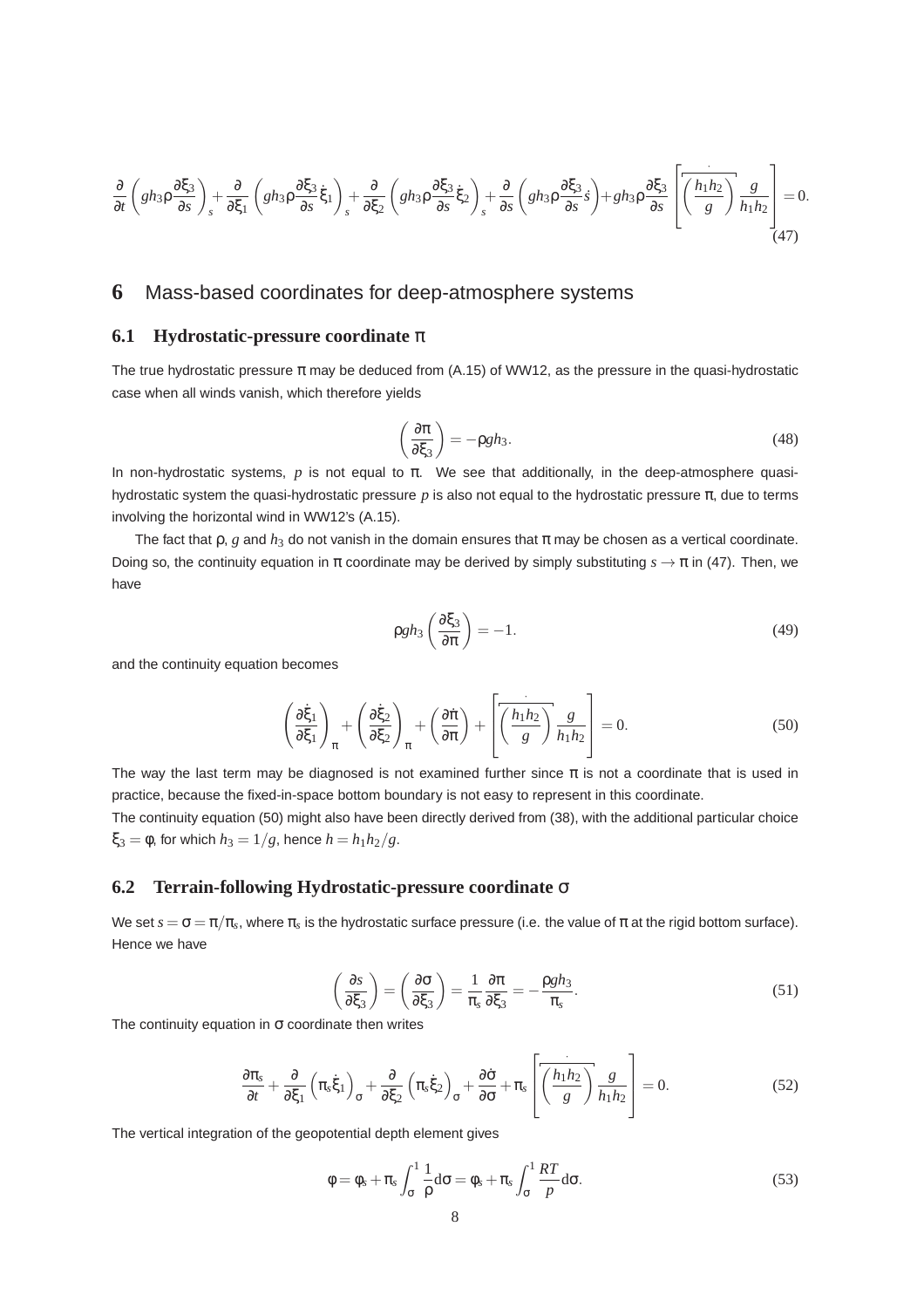$$\frac{\partial}{\partial t}\left(gh_3\rho\frac{\partial \xi_3}{\partial s}\right)_s+\frac{\partial}{\partial \xi_1}\left(gh_3\rho\frac{\partial \xi_3}{\partial s}\dot{\xi}_1\right)_s+\frac{\partial}{\partial \xi_2}\left(gh_3\rho\frac{\partial \xi_3}{\partial s}\dot{\xi}_2\right)_s+\frac{\partial}{\partial s}\left(gh_3\rho\frac{\partial \xi_3}{\partial s}\dot{s}\right)+gh_3\rho\frac{\partial \xi_3}{\partial s}\left[\dot{\overline{\left(\frac{h_1h_2}{g}\right)}}\frac{g}{h_1h_2}\right]=0. \tag{47}$$

## 6 Mass-based coordinates for deep-atmosphere systems

### 6.1 Hydrostatic-pressure coordinate $\pi$

The true hydrostatic pressure $\pi$ may be deduced from (A.15) of WW12, as the pressure in the quasi-hydrostatic case when all winds vanish, which therefore yields

$$\left(\frac{\partial \pi}{\partial \xi_3}\right)=-\rho g h_3. \tag{48}$$

In non-hydrostatic systems, $p$ is not equal to $\pi$. We see that additionally, in the deep-atmosphere quasi-hydrostatic system the quasi-hydrostatic pressure $p$ is also not equal to the hydrostatic pressure $\pi$, due to terms involving the horizontal wind in WW12's (A.15).

The fact that $\rho$, $g$ and $h_3$ do not vanish in the domain ensures that $\pi$ may be chosen as a vertical coordinate. Doing so, the continuity equation in $\pi$ coordinate may be derived by simply substituting $s \to \pi$ in (47). Then, we have

$$\rho g h_3\left(\frac{\partial \xi_3}{\partial \pi}\right)=-1. \tag{49}$$

and the continuity equation becomes

$$\left(\frac{\partial \dot{\xi}_1}{\partial \xi_1}\right)_\pi+\left(\frac{\partial \dot{\xi}_2}{\partial \xi_2}\right)_\pi+\left(\frac{\partial \dot{\pi}}{\partial \pi}\right)+\left[\dot{\overline{\left(\frac{h_1h_2}{g}\right)}}\frac{g}{h_1h_2}\right]=0. \tag{50}$$

The way the last term may be diagnosed is not examined further since $\pi$ is not a coordinate that is used in practice, because the fixed-in-space bottom boundary is not easy to represent in this coordinate.
The continuity equation (50) might also have been directly derived from (38), with the additional particular choice $\xi_3=\phi$, for which $h_3=1/g$, hence $h=h_1h_2/g$.

### 6.2 Terrain-following Hydrostatic-pressure coordinate $\sigma$

We set $s=\sigma=\pi/\pi_s$, where $\pi_s$ is the hydrostatic surface pressure (i.e. the value of $\pi$ at the rigid bottom surface). Hence we have

$$\left(\frac{\partial s}{\partial \xi_3}\right)=\left(\frac{\partial \sigma}{\partial \xi_3}\right)=\frac{1}{\pi_s}\frac{\partial \pi}{\partial \xi_3}=-\frac{\rho g h_3}{\pi_s}. \tag{51}$$

The continuity equation in $\sigma$ coordinate then writes

$$\frac{\partial \pi_s}{\partial t}+\frac{\partial}{\partial \xi_1}\left(\pi_s\dot{\xi}_1\right)_\sigma+\frac{\partial}{\partial \xi_2}\left(\pi_s\dot{\xi}_2\right)_\sigma+\frac{\partial \dot{\sigma}}{\partial \sigma}+\pi_s\left[\dot{\overline{\left(\frac{h_1h_2}{g}\right)}}\frac{g}{h_1h_2}\right]=0. \tag{52}$$

The vertical integration of the geopotential depth element gives

$$\phi=\phi_s+\pi_s\int_\sigma^1\frac{1}{\rho}\mathrm{d}\sigma=\phi_s+\pi_s\int_\sigma^1\frac{RT}{p}\mathrm{d}\sigma. \tag{53}$$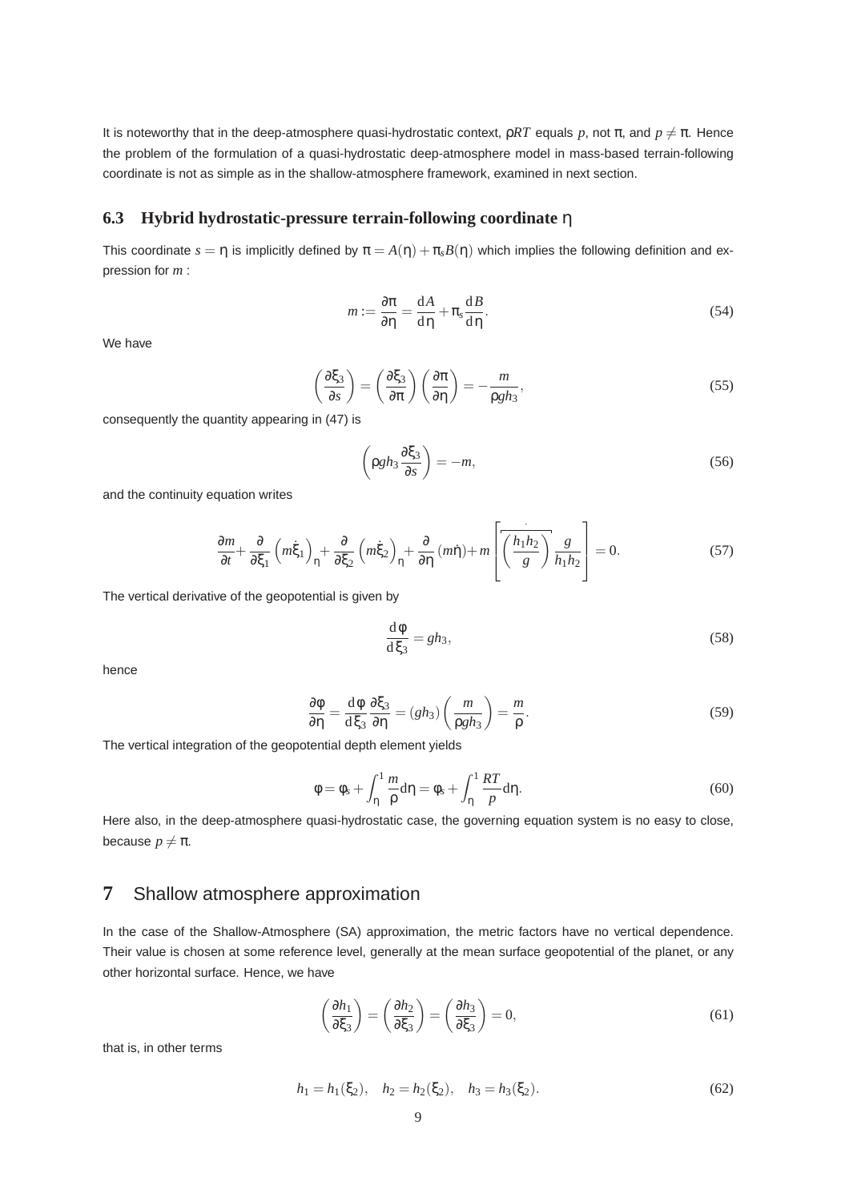It is noteworthy that in the deep-atmosphere quasi-hydrostatic context, $\rho RT$ equals $p$, not $\pi$, and $p \neq \pi$. Hence the problem of the formulation of a quasi-hydrostatic deep-atmosphere model in mass-based terrain-following coordinate is not as simple as in the shallow-atmosphere framework, examined in next section.

### 6.3 Hybrid hydrostatic-pressure terrain-following coordinate $\eta$

This coordinate $s = \eta$ is implicitly defined by $\pi = A(\eta) + \pi_s B(\eta)$ which implies the following definition and expression for $m$ :

$$m := \frac{\partial \pi}{\partial \eta} = \frac{\mathrm{d}A}{\mathrm{d}\eta} + \pi_s \frac{\mathrm{d}B}{\mathrm{d}\eta}. \tag{54}$$

We have

$$\left(\frac{\partial \xi_3}{\partial s}\right) = \left(\frac{\partial \xi_3}{\partial \pi}\right)\left(\frac{\partial \pi}{\partial \eta}\right) = -\frac{m}{\rho g h_3}, \tag{55}$$

consequently the quantity appearing in (47) is

$$\left(\rho g h_3 \frac{\partial \xi_3}{\partial s}\right) = -m, \tag{56}$$

and the continuity equation writes

$$\frac{\partial m}{\partial t} + \frac{\partial}{\partial \xi_1}\left(m\dot{\xi}_1\right)_\eta + \frac{\partial}{\partial \xi_2}\left(m\dot{\xi}_2\right)_\eta + \frac{\partial}{\partial \eta}(m\dot{\eta}) + m\left[\dot{\overline{\left(\frac{h_1 h_2}{g}\right)}}\frac{g}{h_1 h_2}\right] = 0. \tag{57}$$

The vertical derivative of the geopotential is given by

$$\frac{\mathrm{d}\phi}{\mathrm{d}\xi_3} = g h_3, \tag{58}$$

hence

$$\frac{\partial \phi}{\partial \eta} = \frac{\mathrm{d}\phi}{\mathrm{d}\xi_3}\frac{\partial \xi_3}{\partial \eta} = (g h_3)\left(\frac{m}{\rho g h_3}\right) = \frac{m}{\rho}. \tag{59}$$

The vertical integration of the geopotential depth element yields

$$\phi = \phi_s + \int_\eta^1 \frac{m}{\rho}\mathrm{d}\eta = \phi_s + \int_\eta^1 \frac{RT}{p}\mathrm{d}\eta. \tag{60}$$

Here also, in the deep-atmosphere quasi-hydrostatic case, the governing equation system is no easy to close, because $p \neq \pi$.

## 7 Shallow atmosphere approximation

In the case of the Shallow-Atmosphere (SA) approximation, the metric factors have no vertical dependence. Their value is chosen at some reference level, generally at the mean surface geopotential of the planet, or any other horizontal surface. Hence, we have

$$\left(\frac{\partial h_1}{\partial \xi_3}\right) = \left(\frac{\partial h_2}{\partial \xi_3}\right) = \left(\frac{\partial h_3}{\partial \xi_3}\right) = 0, \tag{61}$$

that is, in other terms

$$h_1 = h_1(\xi_2), \quad h_2 = h_2(\xi_2), \quad h_3 = h_3(\xi_2). \tag{62}$$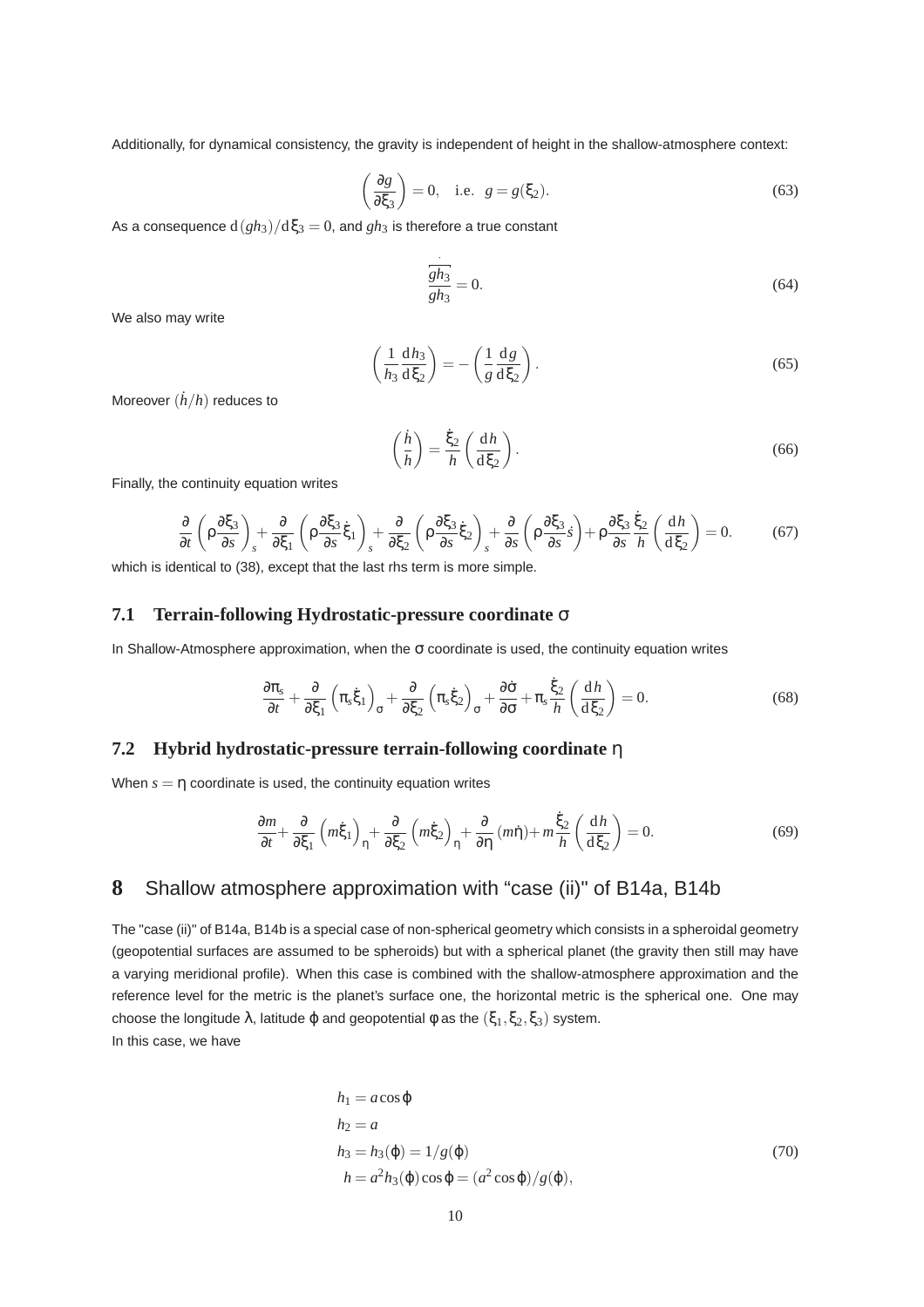Additionally, for dynamical consistency, the gravity is independent of height in the shallow-atmosphere context:

$$\left(\frac{\partial g}{\partial \xi_3}\right) = 0, \quad \text{i.e.} \quad g = g(\xi_2). \tag{63}$$

As a consequence $\mathrm{d}(gh_3)/\mathrm{d}\xi_3 = 0$, and $gh_3$ is therefore a true constant

$$\frac{\dot{\overline{gh_3}}}{gh_3} = 0. \tag{64}$$

We also may write

$$\left(\frac{1}{h_3}\frac{\mathrm{d}h_3}{\mathrm{d}\xi_2}\right) = -\left(\frac{1}{g}\frac{\mathrm{d}g}{\mathrm{d}\xi_2}\right). \tag{65}$$

Moreover $(\dot{h}/h)$ reduces to

$$\left(\frac{\dot{h}}{h}\right) = \frac{\dot{\xi}_2}{h}\left(\frac{\mathrm{d}h}{\mathrm{d}\xi_2}\right). \tag{66}$$

Finally, the continuity equation writes

$$\frac{\partial}{\partial t}\left(\rho\frac{\partial \xi_3}{\partial s}\right)_s + \frac{\partial}{\partial \xi_1}\left(\rho\frac{\partial \xi_3}{\partial s}\dot{\xi}_1\right)_s + \frac{\partial}{\partial \xi_2}\left(\rho\frac{\partial \xi_3}{\partial s}\dot{\xi}_2\right)_s + \frac{\partial}{\partial s}\left(\rho\frac{\partial \xi_3}{\partial s}\dot{s}\right) + \rho\frac{\partial \xi_3}{\partial s}\frac{\dot{\xi}_2}{h}\left(\frac{\mathrm{d}h}{\mathrm{d}\xi_2}\right) = 0. \tag{67}$$

which is identical to (38), except that the last rhs term is more simple.

### 7.1 Terrain-following Hydrostatic-pressure coordinate $\sigma$

In Shallow-Atmosphere approximation, when the $\sigma$ coordinate is used, the continuity equation writes

$$\frac{\partial \pi_s}{\partial t} + \frac{\partial}{\partial \xi_1}\left(\pi_s\dot{\xi}_1\right)_\sigma + \frac{\partial}{\partial \xi_2}\left(\pi_s\dot{\xi}_2\right)_\sigma + \frac{\partial \dot{\sigma}}{\partial \sigma} + \pi_s\frac{\dot{\xi}_2}{h}\left(\frac{\mathrm{d}h}{\mathrm{d}\xi_2}\right) = 0. \tag{68}$$

### 7.2 Hybrid hydrostatic-pressure terrain-following coordinate $\eta$

When $s = \eta$ coordinate is used, the continuity equation writes

$$\frac{\partial m}{\partial t} + \frac{\partial}{\partial \xi_1}\left(m\dot{\xi}_1\right)_\eta + \frac{\partial}{\partial \xi_2}\left(m\dot{\xi}_2\right)_\eta + \frac{\partial}{\partial \eta}(m\dot{\eta}) + m\frac{\dot{\xi}_2}{h}\left(\frac{\mathrm{d}h}{\mathrm{d}\xi_2}\right) = 0. \tag{69}$$

## 8 Shallow atmosphere approximation with “case (ii)" of B14a, B14b

The "case (ii)" of B14a, B14b is a special case of non-spherical geometry which consists in a spheroidal geometry (geopotential surfaces are assumed to be spheroids) but with a spherical planet (the gravity then still may have a varying meridional profile). When this case is combined with the shallow-atmosphere approximation and the reference level for the metric is the planet's surface one, the horizontal metric is the spherical one. One may choose the longitude $\lambda$, latitude $\varphi$ and geopotential $\phi$ as the $(\xi_1, \xi_2, \xi_3)$ system.
In this case, we have

$$\begin{aligned}
h_1 &= a\cos\varphi \\
h_2 &= a \\
h_3 &= h_3(\varphi) = 1/g(\varphi) \\
h &= a^2 h_3(\varphi)\cos\varphi = (a^2\cos\varphi)/g(\varphi),
\end{aligned} \tag{70}$$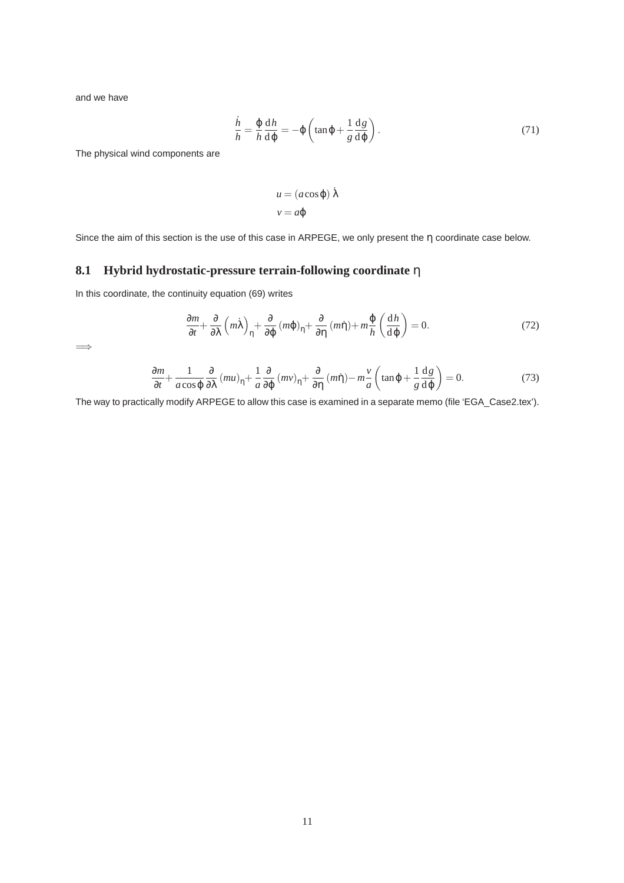and we have

$$\frac{\dot{h}}{h} = \frac{\dot{\varphi}}{h}\frac{\mathrm{d}h}{\mathrm{d}\varphi} = -\dot{\varphi}\left(\tan\varphi + \frac{1}{g}\frac{\mathrm{d}g}{\mathrm{d}\varphi}\right). \tag{71}$$

The physical wind components are

$$u = (a\cos\varphi)\,\dot{\lambda}$$
$$v = a\dot{\varphi}$$

Since the aim of this section is the use of this case in ARPEGE, we only present the $\eta$ coordinate case below.

## 8.1 Hybrid hydrostatic-pressure terrain-following coordinate $\eta$

In this coordinate, the continuity equation (69) writes

$$\frac{\partial m}{\partial t} + \frac{\partial}{\partial \lambda}\left(m\dot{\lambda}\right)_{\eta} + \frac{\partial}{\partial \varphi}\left(m\dot{\varphi}\right)_{\eta} + \frac{\partial}{\partial \eta}\left(m\dot{\eta}\right) + m\frac{\dot{\varphi}}{h}\left(\frac{\mathrm{d}h}{\mathrm{d}\varphi}\right) = 0. \tag{72}$$

$\Longrightarrow$

$$\frac{\partial m}{\partial t} + \frac{1}{a\cos\varphi}\frac{\partial}{\partial \lambda}\left(mu\right)_{\eta} + \frac{1}{a}\frac{\partial}{\partial \varphi}\left(mv\right)_{\eta} + \frac{\partial}{\partial \eta}\left(m\dot{\eta}\right) - m\frac{v}{a}\left(\tan\varphi + \frac{1}{g}\frac{\mathrm{d}g}{\mathrm{d}\varphi}\right) = 0. \tag{73}$$

The way to practically modify ARPEGE to allow this case is examined in a separate memo (file 'EGA_Case2.tex').